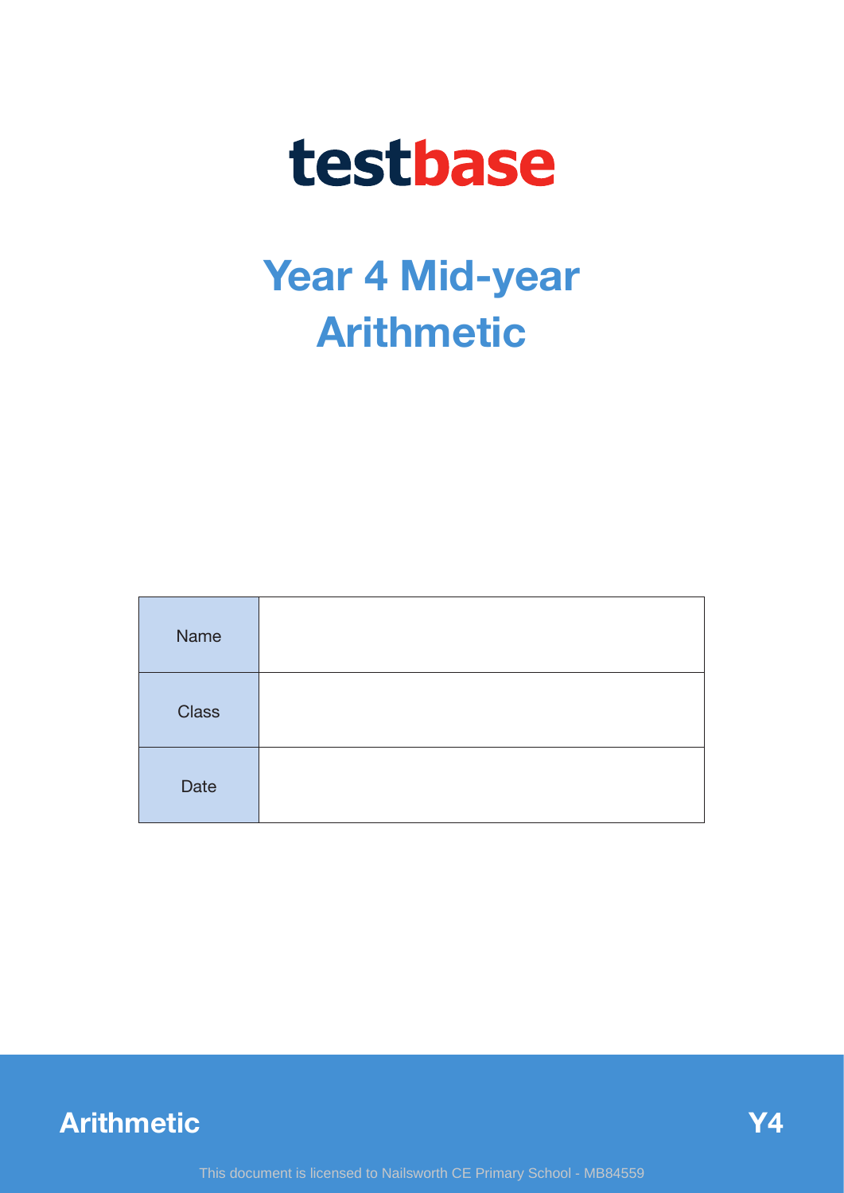# testbase

# Year 4 Mid-year Arithmetic

| Name | |
|---|---|
| Class | |
| Date | |

**Arithmetic** **Y4**

This document is licensed to Nailsworth CE Primary School - MB84559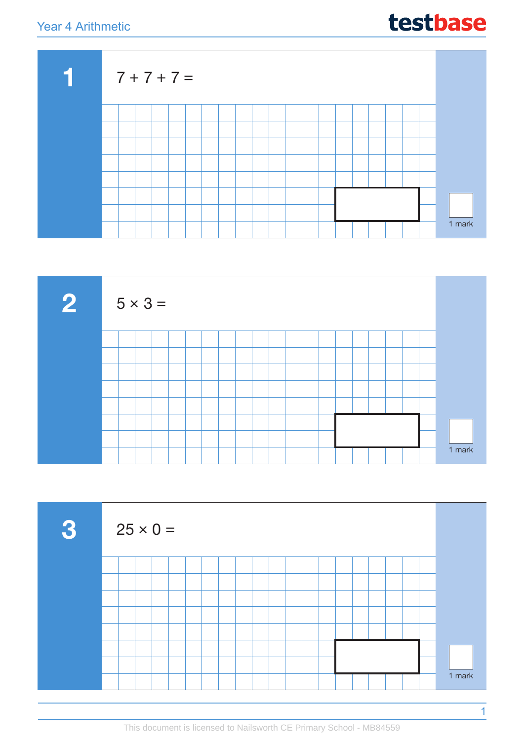## 1

$7 + 7 + 7 =$

1 mark

## 2

$5 \times 3 =$

1 mark

## 3

$25 \times 0 =$

1 mark

This document is licensed to Nailsworth CE Primary School - MB84559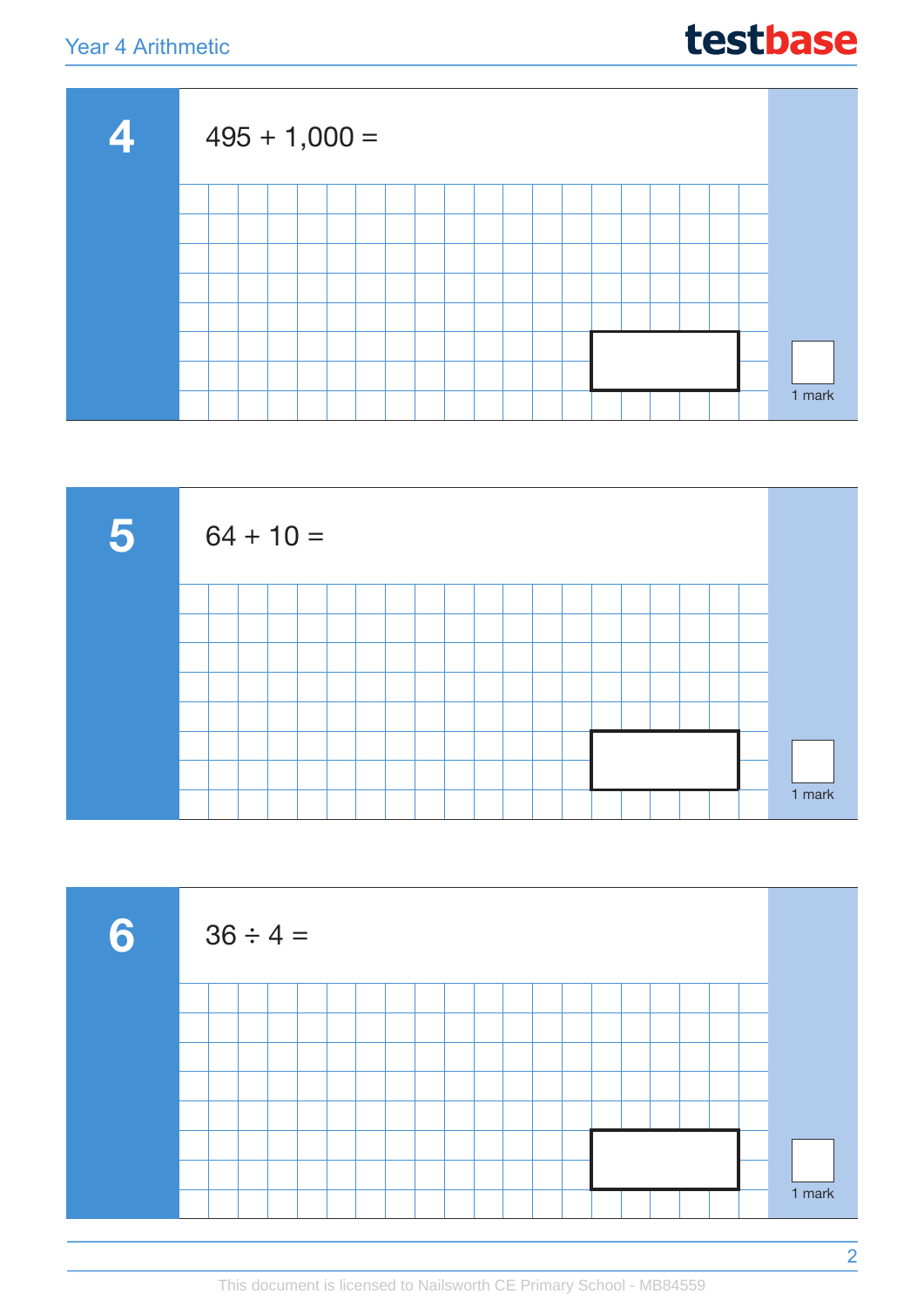## 4

$495 + 1,000 =$

1 mark

## 5

$64 + 10 =$

1 mark

## 6

$36 \div 4 =$

1 mark

This document is licensed to Nailsworth CE Primary School - MB84559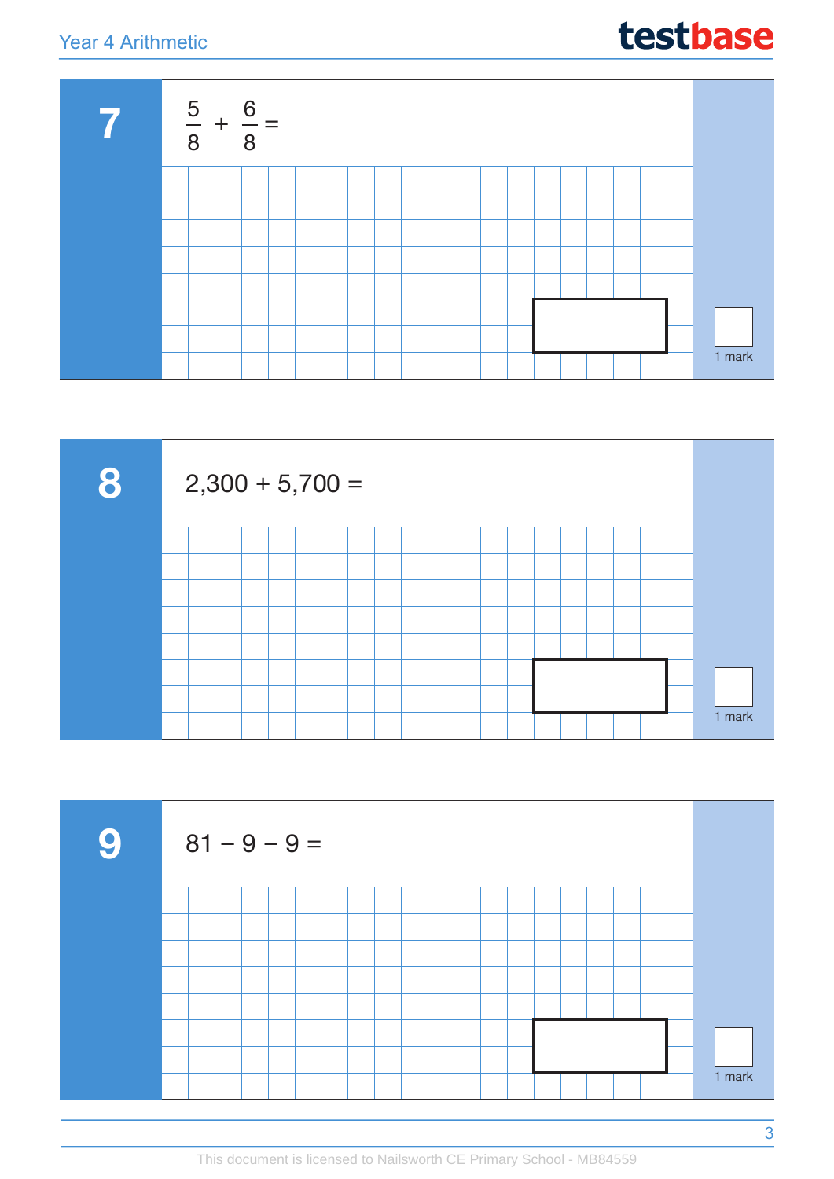**7**

$\frac{5}{8} + \frac{6}{8} =$

1 mark

**8**

2,300 + 5,700 =

1 mark

**9**

81 − 9 − 9 =

1 mark

This document is licensed to Nailsworth CE Primary School - MB84559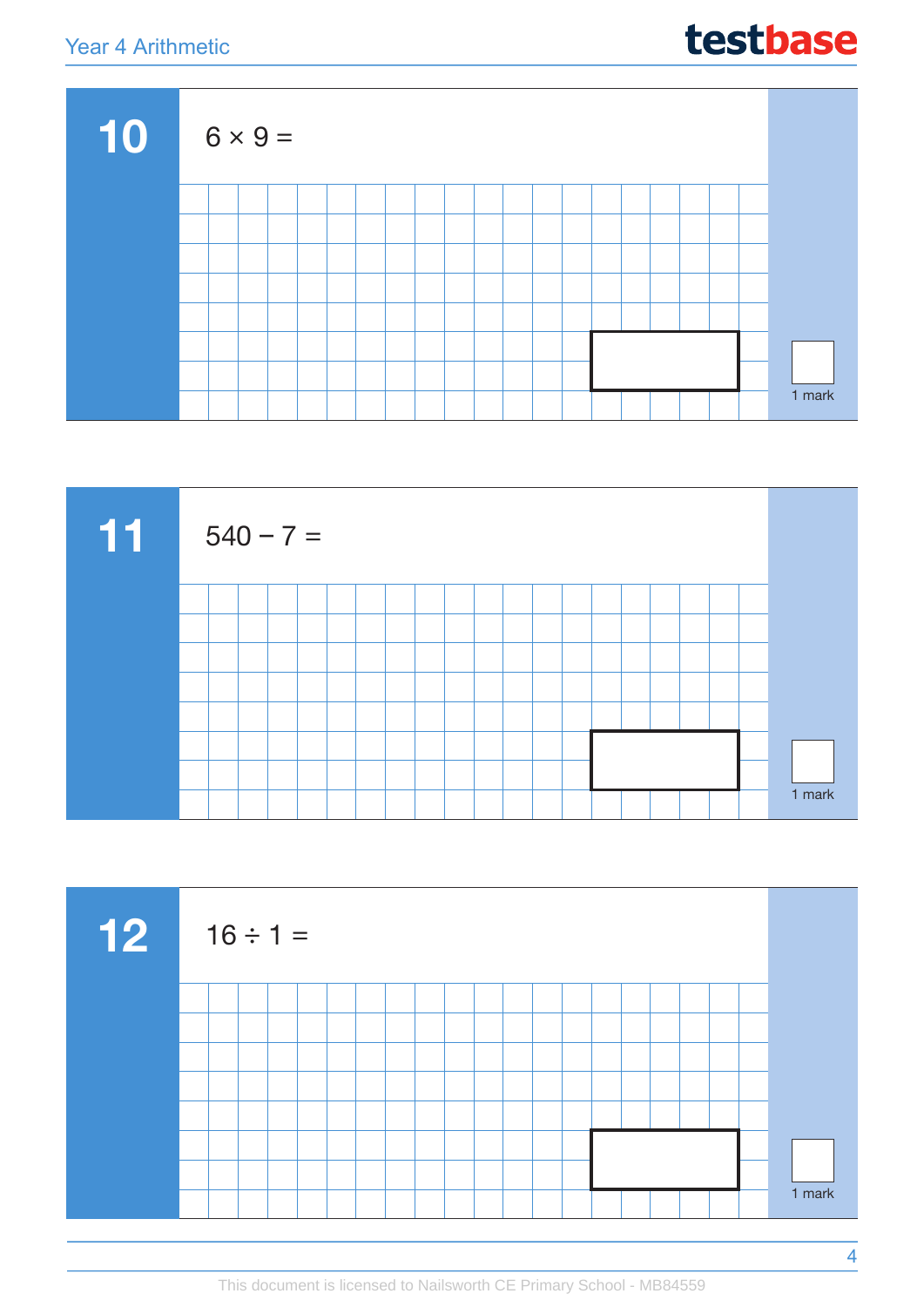## 10

$6 \times 9 =$

1 mark

## 11

$540 - 7 =$

1 mark

## 12

$16 \div 1 =$

1 mark

This document is licensed to Nailsworth CE Primary School - MB84559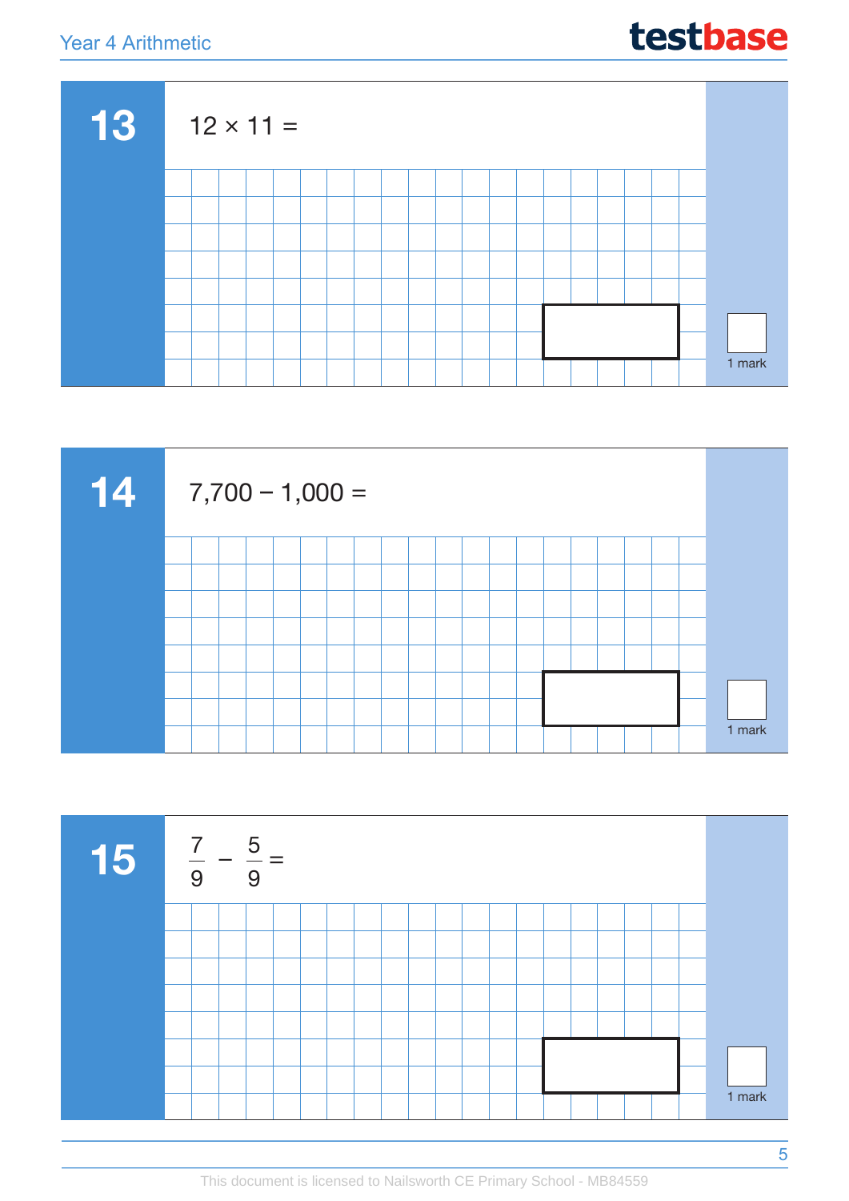## 13

$12 \times 11 =$

1 mark

## 14

$7{,}700 - 1{,}000 =$

1 mark

## 15

$\frac{7}{9} - \frac{5}{9} =$

1 mark

This document is licensed to Nailsworth CE Primary School - MB84559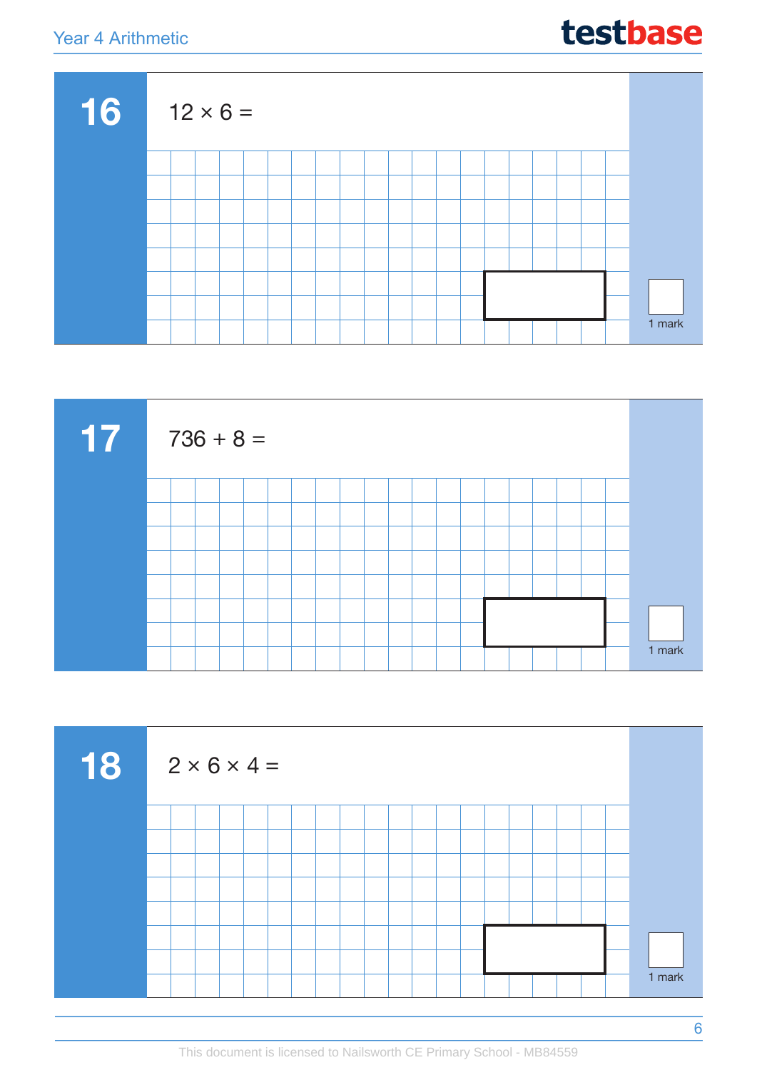## 16

$12 \times 6 =$

1 mark

## 17

$736 + 8 =$

1 mark

## 18

$2 \times 6 \times 4 =$

1 mark

This document is licensed to Nailsworth CE Primary School - MB84559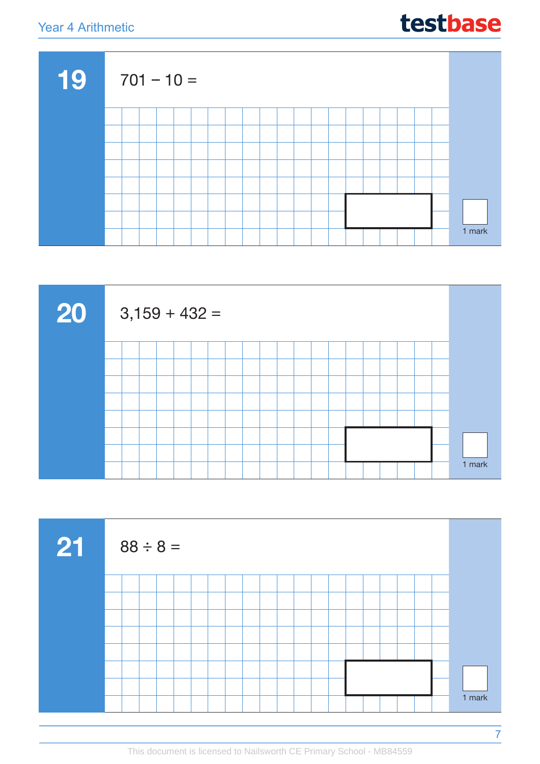## 19

$701 - 10 =$

1 mark

## 20

$3,159 + 432 =$

1 mark

## 21

$88 \div 8 =$

1 mark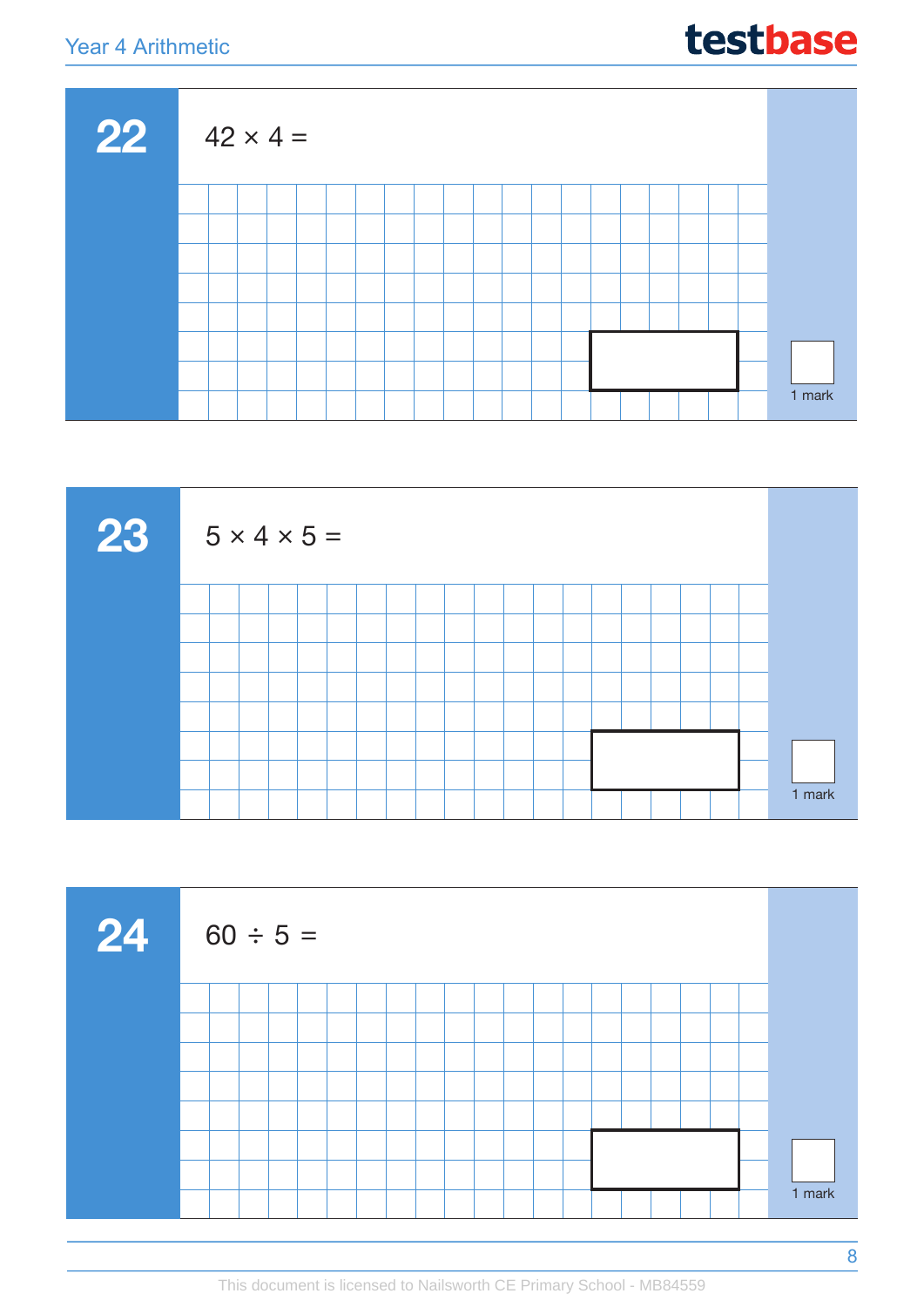## 22

$42 \times 4 =$

1 mark

## 23

$5 \times 4 \times 5 =$

1 mark

## 24

$60 \div 5 =$

1 mark

This document is licensed to Nailsworth CE Primary School - MB84559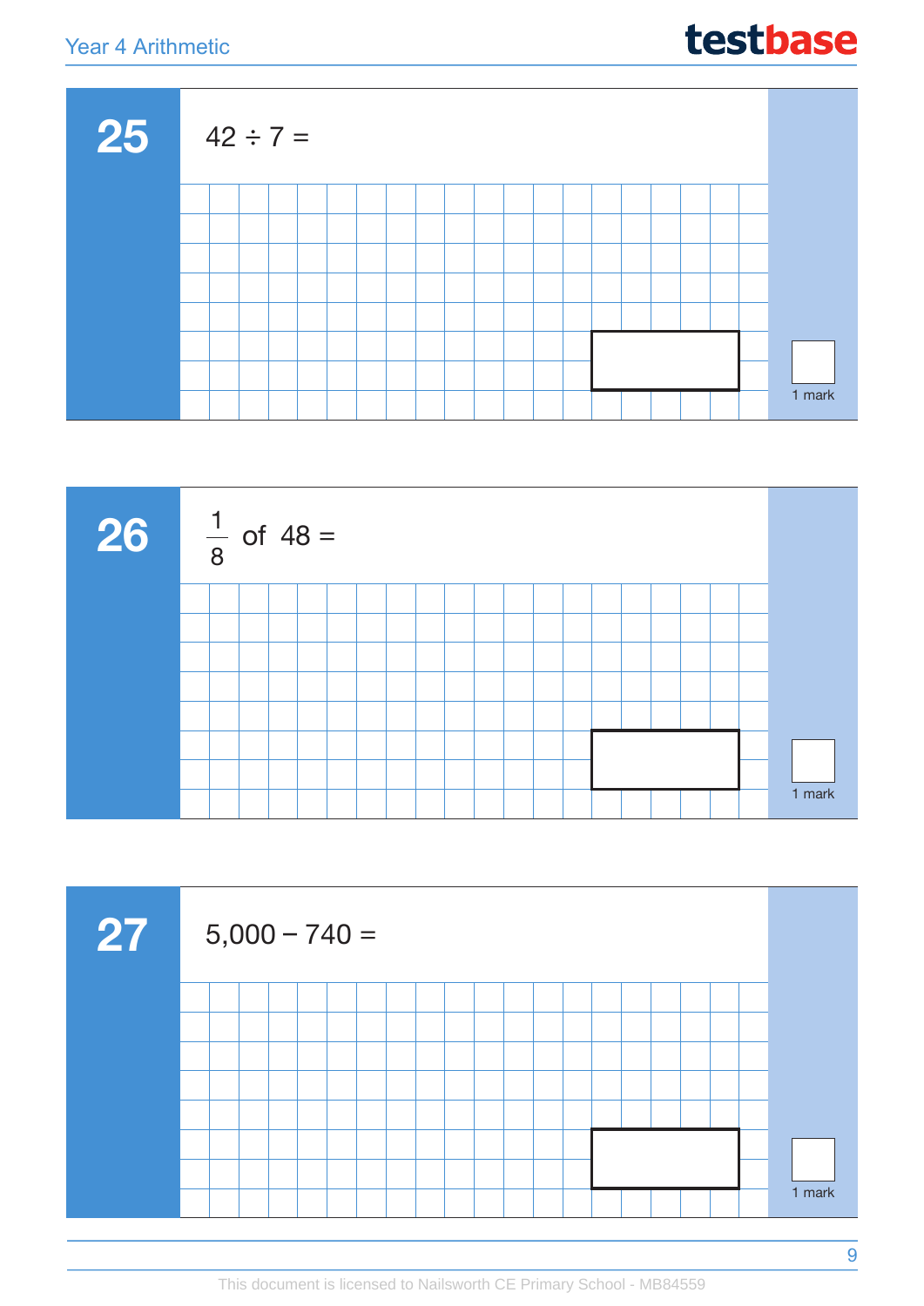## 25

$42 \div 7 =$

1 mark

## 26

$\frac{1}{8}$ of $48 =$

1 mark

## 27

$5{,}000 - 740 =$

1 mark

This document is licensed to Nailsworth CE Primary School - MB84559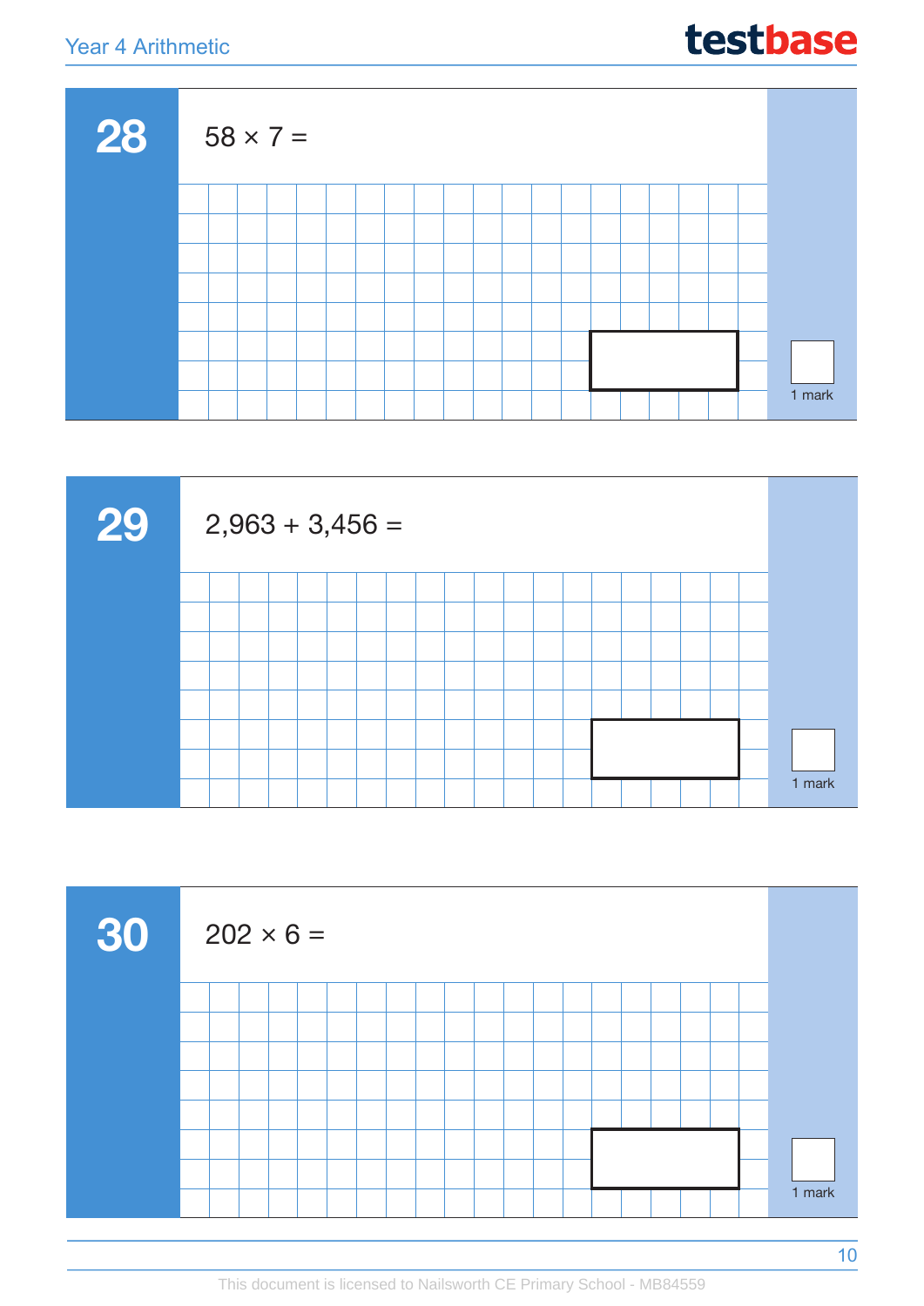## 28

$58 \times 7 =$

1 mark

## 29

$2,963 + 3,456 =$

1 mark

## 30

$202 \times 6 =$

1 mark

This document is licensed to Nailsworth CE Primary School - MB84559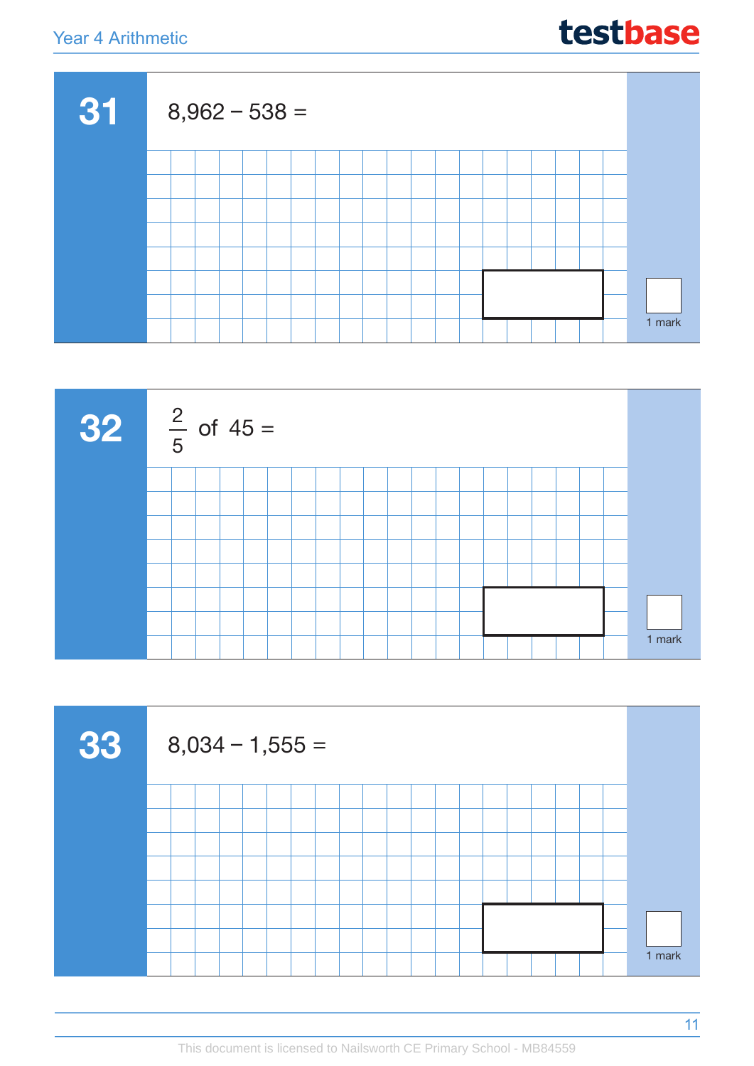**31**

8,962 − 538 =

1 mark

**32**

$\frac{2}{5}$ of 45 =

1 mark

**33**

8,034 − 1,555 =

1 mark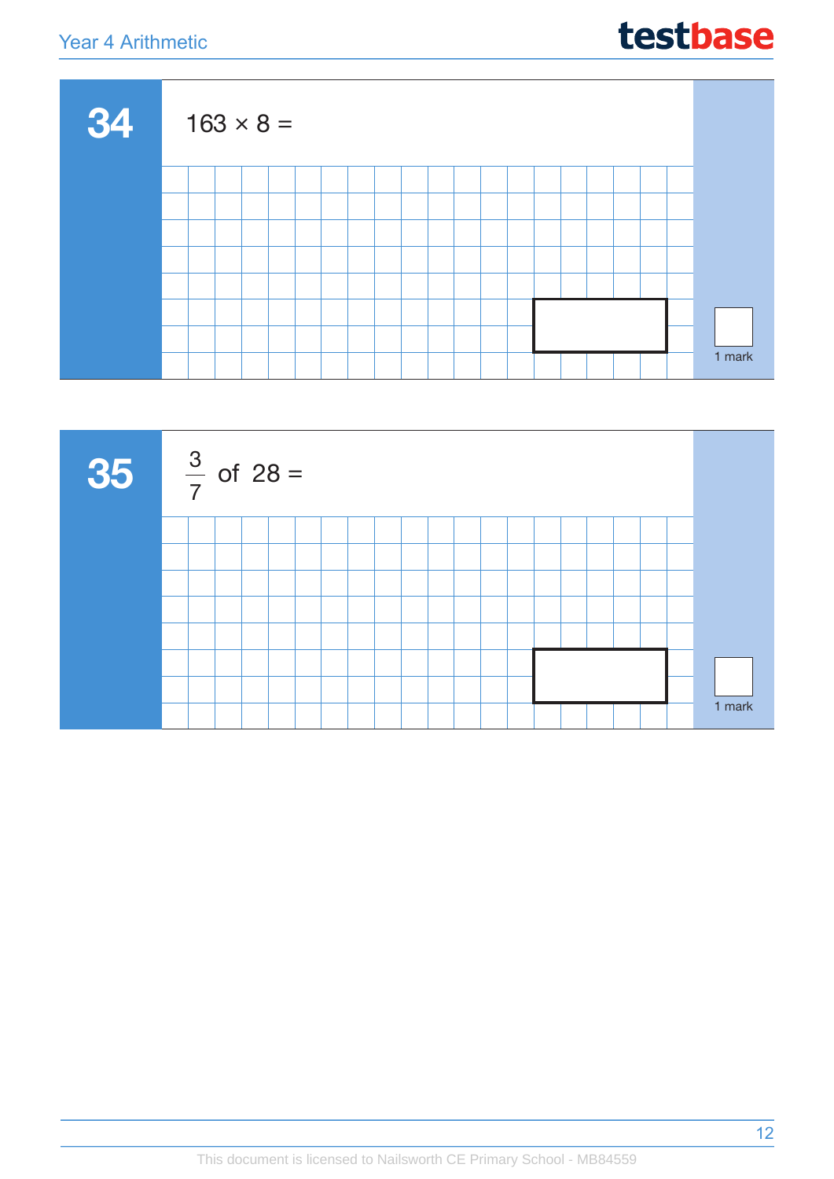## 34

$163 \times 8 =$

1 mark

## 35

$\frac{3}{7}$ of $28 =$

1 mark

This document is licensed to Nailsworth CE Primary School - MB84559